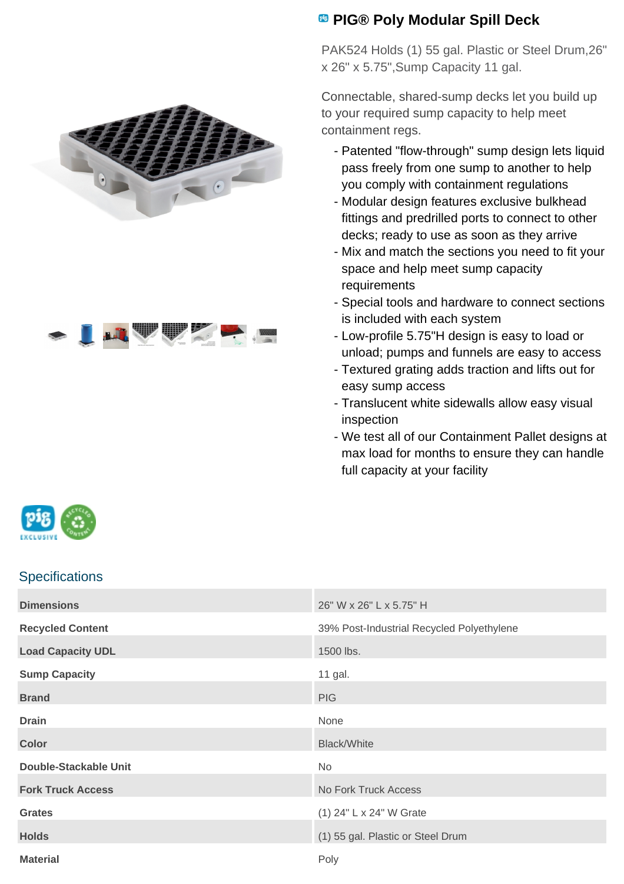# PIG® Poly Modular Spill Deck

PAK524 Holds (1) 55 gal. Plastic or Steel Drum,26" x 26" x 5.75",Sump Capacity 11 gal.

Connectable, shared-sump decks let you build up to your required sump capacity to help meet containment regs.

- Patented "flow-through" sump design lets liquid pass freely from one sump to another to help you comply with containment regulations
- Modular design features exclusive bulkhead fittings and predrilled ports to connect to other decks; ready to use as soon as they arrive
- Mix and match the sections you need to fit your space and help meet sump capacity requirements
- Special tools and hardware to connect sections is included with each system
- Low-profile 5.75"H design is easy to load or unload; pumps and funnels are easy to access
- Textured grating adds traction and lifts out for easy sump access
- Translucent white sidewalls allow easy visual inspection
- We test all of our Containment Pallet designs at max load for months to ensure they can handle full capacity at your facility

## Specifications

| | |
|---|---|
| **Dimensions** | 26" W x 26" L x 5.75" H |
| **Recycled Content** | 39% Post-Industrial Recycled Polyethylene |
| **Load Capacity UDL** | 1500 lbs. |
| **Sump Capacity** | 11 gal. |
| **Brand** | PIG |
| **Drain** | None |
| **Color** | Black/White |
| **Double-Stackable Unit** | No |
| **Fork Truck Access** | No Fork Truck Access |
| **Grates** | (1) 24" L x 24" W Grate |
| **Holds** | (1) 55 gal. Plastic or Steel Drum |
| **Material** | Poly |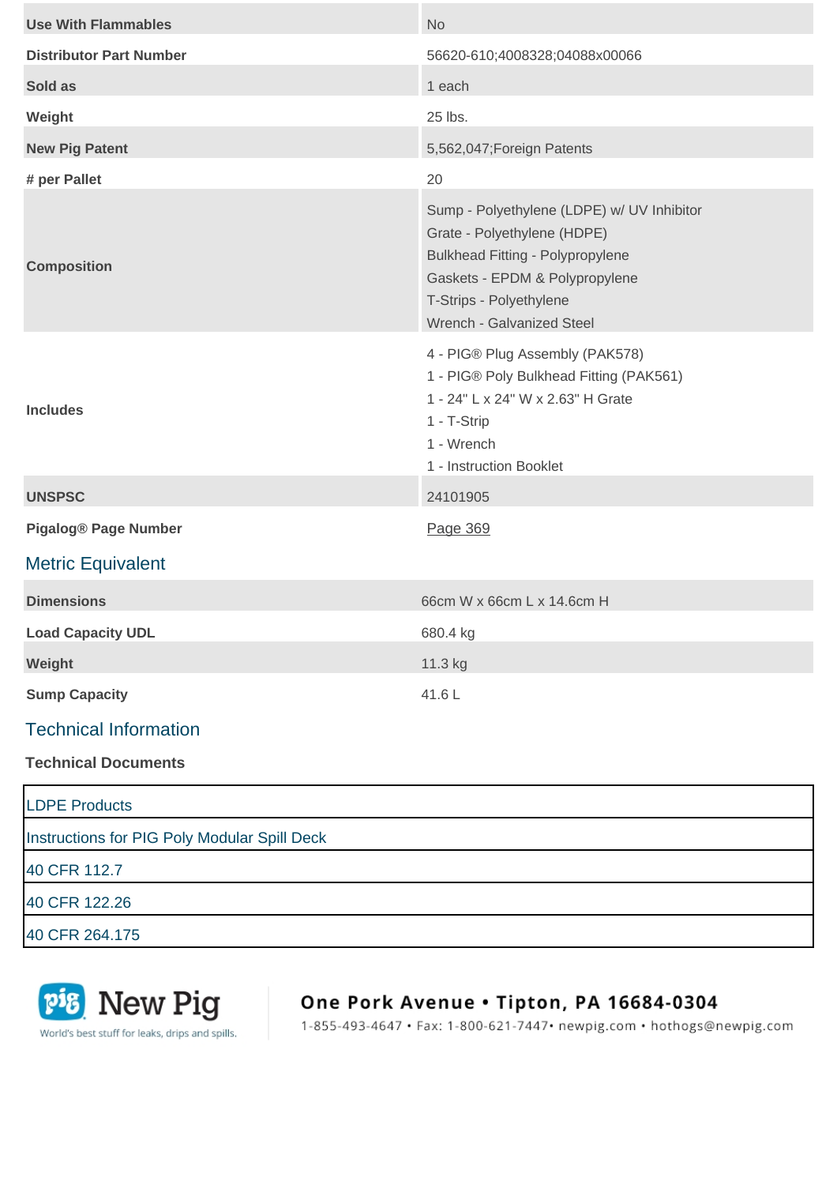| | |
|---|---|
| **Use With Flammables** | No |
| **Distributor Part Number** | 56620-610;4008328;04088x00066 |
| **Sold as** | 1 each |
| **Weight** | 25 lbs. |
| **New Pig Patent** | 5,562,047;Foreign Patents |
| **# per Pallet** | 20 |
| **Composition** | Sump - Polyethylene (LDPE) w/ UV Inhibitor<br>Grate - Polyethylene (HDPE)<br>Bulkhead Fitting - Polypropylene<br>Gaskets - EPDM & Polypropylene<br>T-Strips - Polyethylene<br>Wrench - Galvanized Steel |
| **Includes** | 4 - PIG® Plug Assembly (PAK578)<br>1 - PIG® Poly Bulkhead Fitting (PAK561)<br>1 - 24" L x 24" W x 2.63" H Grate<br>1 - T-Strip<br>1 - Wrench<br>1 - Instruction Booklet |
| **UNSPSC** | 24101905 |
| **Pigalog® Page Number** | Page 369 |

## Metric Equivalent

| | |
|---|---|
| **Dimensions** | 66cm W x 66cm L x 14.6cm H |
| **Load Capacity UDL** | 680.4 kg |
| **Weight** | 11.3 kg |
| **Sump Capacity** | 41.6 L |

## Technical Information

### Technical Documents

| |
|---|
| LDPE Products |
| Instructions for PIG Poly Modular Spill Deck |
| 40 CFR 112.7 |
| 40 CFR 122.26 |
| 40 CFR 264.175 |

New Pig
World's best stuff for leaks, drips and spills.

**One Pork Avenue • Tipton, PA 16684-0304**
1-855-493-4647 • Fax: 1-800-621-7447• newpig.com • hothogs@newpig.com